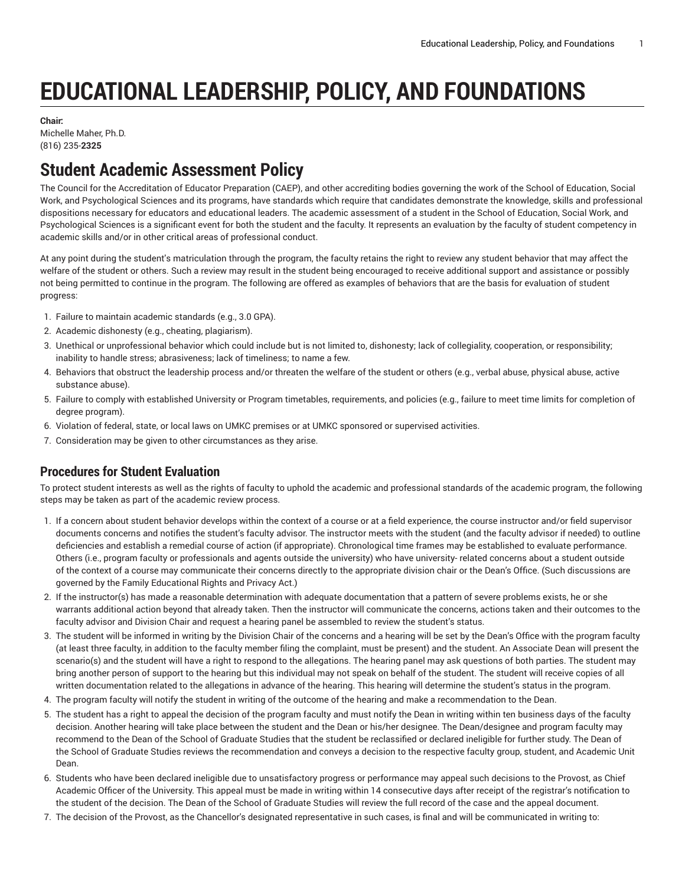# EDUCATIONAL LEADERSHIP, POLICY, AND FOUNDATIONS

**Chair:**
Michelle Maher, Ph.D.
(816) 235-**2325**

## Student Academic Assessment Policy

The Council for the Accreditation of Educator Preparation (CAEP), and other accrediting bodies governing the work of the School of Education, Social Work, and Psychological Sciences and its programs, have standards which require that candidates demonstrate the knowledge, skills and professional dispositions necessary for educators and educational leaders. The academic assessment of a student in the School of Education, Social Work, and Psychological Sciences is a significant event for both the student and the faculty. It represents an evaluation by the faculty of student competency in academic skills and/or in other critical areas of professional conduct.

At any point during the student's matriculation through the program, the faculty retains the right to review any student behavior that may affect the welfare of the student or others. Such a review may result in the student being encouraged to receive additional support and assistance or possibly not being permitted to continue in the program. The following are offered as examples of behaviors that are the basis for evaluation of student progress:

1. Failure to maintain academic standards (e.g., 3.0 GPA).
2. Academic dishonesty (e.g., cheating, plagiarism).
3. Unethical or unprofessional behavior which could include but is not limited to, dishonesty; lack of collegiality, cooperation, or responsibility; inability to handle stress; abrasiveness; lack of timeliness; to name a few.
4. Behaviors that obstruct the leadership process and/or threaten the welfare of the student or others (e.g., verbal abuse, physical abuse, active substance abuse).
5. Failure to comply with established University or Program timetables, requirements, and policies (e.g., failure to meet time limits for completion of degree program).
6. Violation of federal, state, or local laws on UMKC premises or at UMKC sponsored or supervised activities.
7. Consideration may be given to other circumstances as they arise.

### Procedures for Student Evaluation

To protect student interests as well as the rights of faculty to uphold the academic and professional standards of the academic program, the following steps may be taken as part of the academic review process.

1. If a concern about student behavior develops within the context of a course or at a field experience, the course instructor and/or field supervisor documents concerns and notifies the student's faculty advisor. The instructor meets with the student (and the faculty advisor if needed) to outline deficiencies and establish a remedial course of action (if appropriate). Chronological time frames may be established to evaluate performance. Others (i.e., program faculty or professionals and agents outside the university) who have university- related concerns about a student outside of the context of a course may communicate their concerns directly to the appropriate division chair or the Dean's Office. (Such discussions are governed by the Family Educational Rights and Privacy Act.)
2. If the instructor(s) has made a reasonable determination with adequate documentation that a pattern of severe problems exists, he or she warrants additional action beyond that already taken. Then the instructor will communicate the concerns, actions taken and their outcomes to the faculty advisor and Division Chair and request a hearing panel be assembled to review the student's status.
3. The student will be informed in writing by the Division Chair of the concerns and a hearing will be set by the Dean's Office with the program faculty (at least three faculty, in addition to the faculty member filing the complaint, must be present) and the student. An Associate Dean will present the scenario(s) and the student will have a right to respond to the allegations. The hearing panel may ask questions of both parties. The student may bring another person of support to the hearing but this individual may not speak on behalf of the student. The student will receive copies of all written documentation related to the allegations in advance of the hearing. This hearing will determine the student's status in the program.
4. The program faculty will notify the student in writing of the outcome of the hearing and make a recommendation to the Dean.
5. The student has a right to appeal the decision of the program faculty and must notify the Dean in writing within ten business days of the faculty decision. Another hearing will take place between the student and the Dean or his/her designee. The Dean/designee and program faculty may recommend to the Dean of the School of Graduate Studies that the student be reclassified or declared ineligible for further study. The Dean of the School of Graduate Studies reviews the recommendation and conveys a decision to the respective faculty group, student, and Academic Unit Dean.
6. Students who have been declared ineligible due to unsatisfactory progress or performance may appeal such decisions to the Provost, as Chief Academic Officer of the University. This appeal must be made in writing within 14 consecutive days after receipt of the registrar's notification to the student of the decision. The Dean of the School of Graduate Studies will review the full record of the case and the appeal document.
7. The decision of the Provost, as the Chancellor's designated representative in such cases, is final and will be communicated in writing to: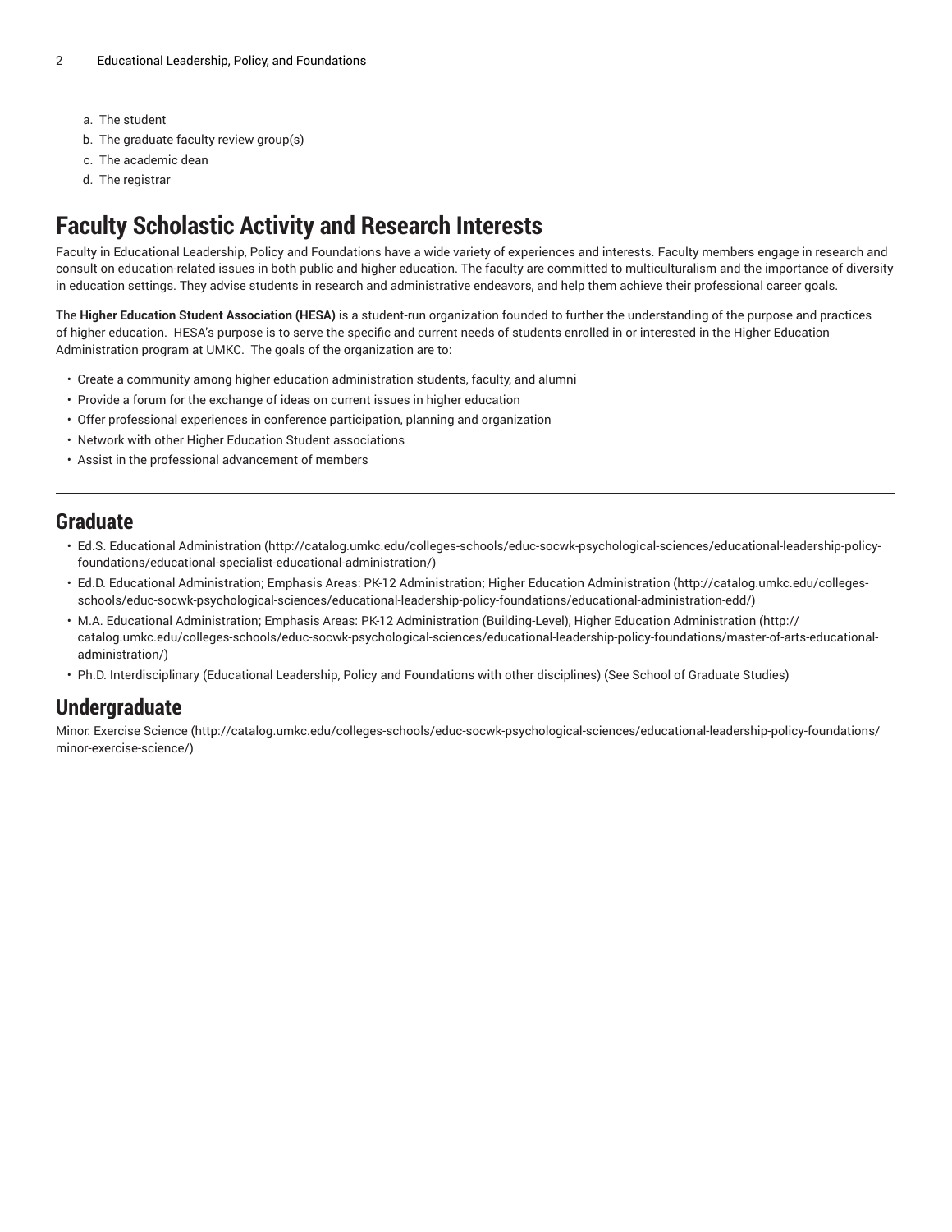a. The student
b. The graduate faculty review group(s)
c. The academic dean
d. The registrar

## Faculty Scholastic Activity and Research Interests

Faculty in Educational Leadership, Policy and Foundations have a wide variety of experiences and interests. Faculty members engage in research and consult on education-related issues in both public and higher education. The faculty are committed to multiculturalism and the importance of diversity in education settings. They advise students in research and administrative endeavors, and help them achieve their professional career goals.

The **Higher Education Student Association (HESA)** is a student-run organization founded to further the understanding of the purpose and practices of higher education. HESA's purpose is to serve the specific and current needs of students enrolled in or interested in the Higher Education Administration program at UMKC. The goals of the organization are to:

- Create a community among higher education administration students, faculty, and alumni
- Provide a forum for the exchange of ideas on current issues in higher education
- Offer professional experiences in conference participation, planning and organization
- Network with other Higher Education Student associations
- Assist in the professional advancement of members

---

## Graduate

- Ed.S. Educational Administration (http://catalog.umkc.edu/colleges-schools/educ-socwk-psychological-sciences/educational-leadership-policy-foundations/educational-specialist-educational-administration/)
- Ed.D. Educational Administration; Emphasis Areas: PK-12 Administration; Higher Education Administration (http://catalog.umkc.edu/colleges-schools/educ-socwk-psychological-sciences/educational-leadership-policy-foundations/educational-administration-edd/)
- M.A. Educational Administration; Emphasis Areas: PK-12 Administration (Building-Level), Higher Education Administration (http://catalog.umkc.edu/colleges-schools/educ-socwk-psychological-sciences/educational-leadership-policy-foundations/master-of-arts-educational-administration/)
- Ph.D. Interdisciplinary (Educational Leadership, Policy and Foundations with other disciplines) (See School of Graduate Studies)

## Undergraduate

Minor: Exercise Science (http://catalog.umkc.edu/colleges-schools/educ-socwk-psychological-sciences/educational-leadership-policy-foundations/minor-exercise-science/)